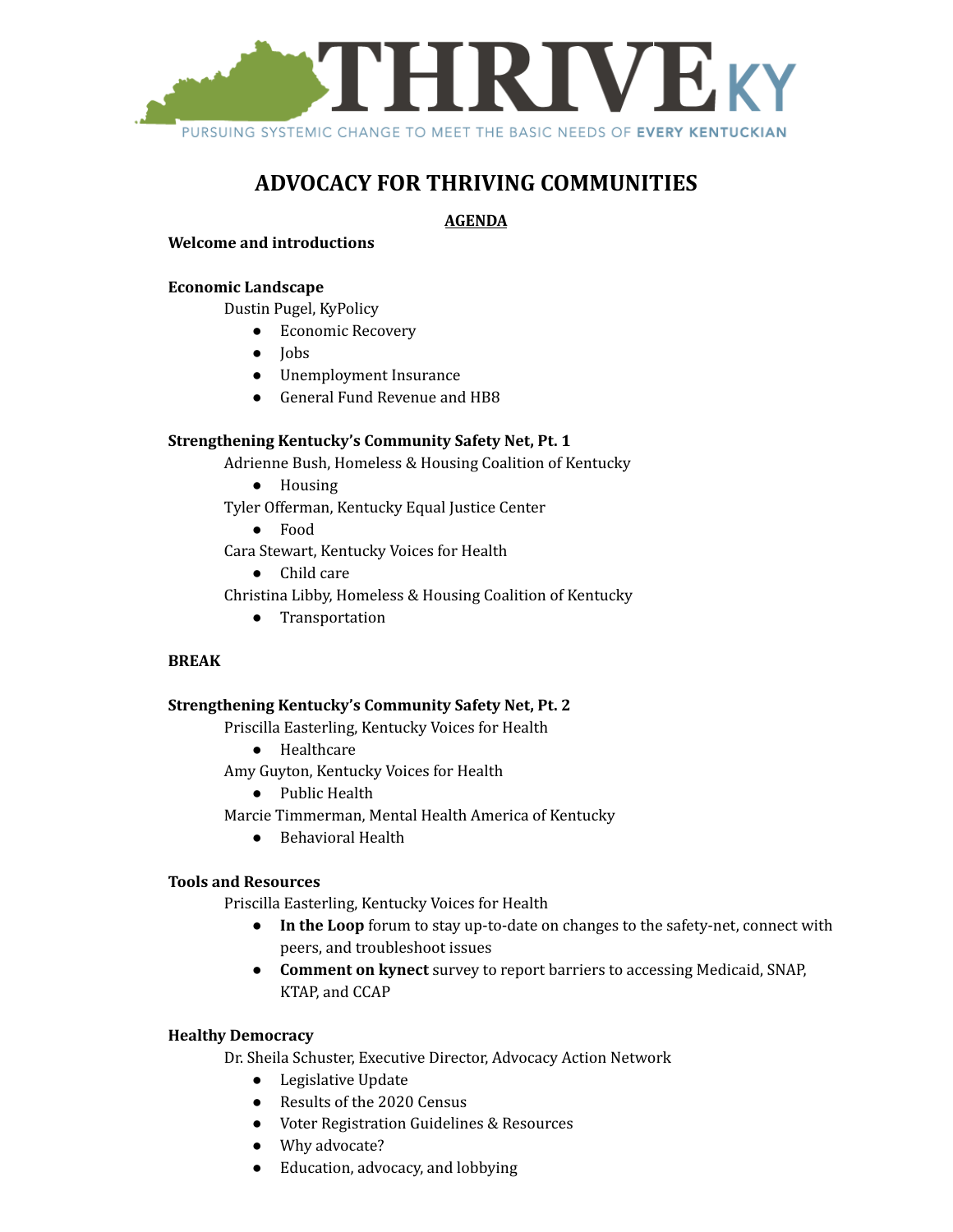THRIVE KY

PURSUING SYSTEMIC CHANGE TO MEET THE BASIC NEEDS OF **EVERY KENTUCKIAN**

# ADVOCACY FOR THRIVING COMMUNITIES

## AGENDA

**Welcome and introductions**

**Economic Landscape**

Dustin Pugel, KyPolicy

- Economic Recovery
- Jobs
- Unemployment Insurance
- General Fund Revenue and HB8

**Strengthening Kentucky's Community Safety Net, Pt. 1**

Adrienne Bush, Homeless & Housing Coalition of Kentucky

- Housing

Tyler Offerman, Kentucky Equal Justice Center

- Food

Cara Stewart, Kentucky Voices for Health

- Child care

Christina Libby, Homeless & Housing Coalition of Kentucky

- Transportation

**BREAK**

**Strengthening Kentucky's Community Safety Net, Pt. 2**

Priscilla Easterling, Kentucky Voices for Health

- Healthcare

Amy Guyton, Kentucky Voices for Health

- Public Health

Marcie Timmerman, Mental Health America of Kentucky

- Behavioral Health

**Tools and Resources**

Priscilla Easterling, Kentucky Voices for Health

- **In the Loop** forum to stay up-to-date on changes to the safety-net, connect with peers, and troubleshoot issues
- **Comment on kynect** survey to report barriers to accessing Medicaid, SNAP, KTAP, and CCAP

**Healthy Democracy**

Dr. Sheila Schuster, Executive Director, Advocacy Action Network

- Legislative Update
- Results of the 2020 Census
- Voter Registration Guidelines & Resources
- Why advocate?
- Education, advocacy, and lobbying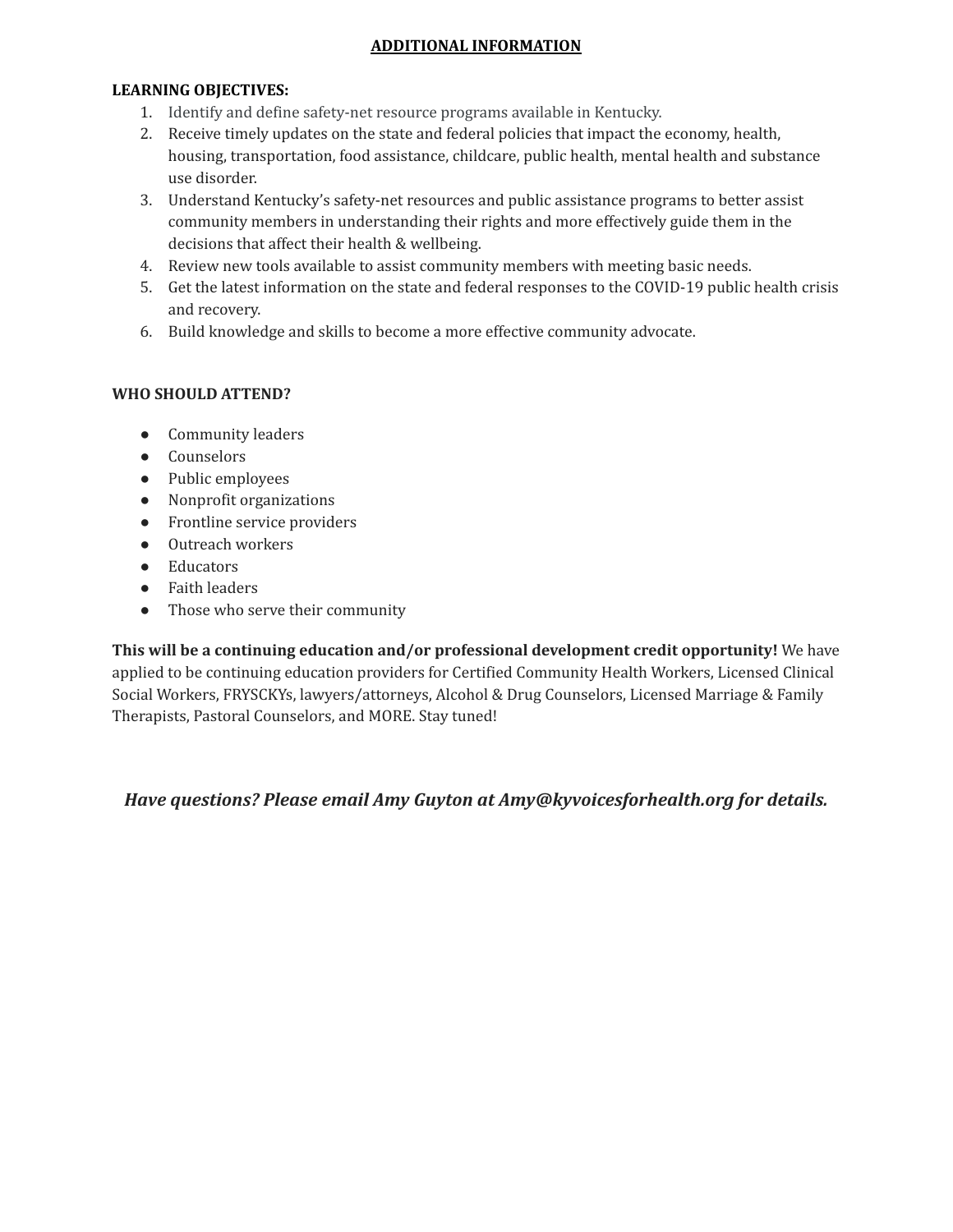## ADDITIONAL INFORMATION

**LEARNING OBJECTIVES:**

1. Identify and define safety-net resource programs available in Kentucky.
2. Receive timely updates on the state and federal policies that impact the economy, health, housing, transportation, food assistance, childcare, public health, mental health and substance use disorder.
3. Understand Kentucky's safety-net resources and public assistance programs to better assist community members in understanding their rights and more effectively guide them in the decisions that affect their health & wellbeing.
4. Review new tools available to assist community members with meeting basic needs.
5. Get the latest information on the state and federal responses to the COVID-19 public health crisis and recovery.
6. Build knowledge and skills to become a more effective community advocate.

**WHO SHOULD ATTEND?**

- Community leaders
- Counselors
- Public employees
- Nonprofit organizations
- Frontline service providers
- Outreach workers
- Educators
- Faith leaders
- Those who serve their community

**This will be a continuing education and/or professional development credit opportunity!** We have applied to be continuing education providers for Certified Community Health Workers, Licensed Clinical Social Workers, FRYSCKYs, lawyers/attorneys, Alcohol & Drug Counselors, Licensed Marriage & Family Therapists, Pastoral Counselors, and MORE. Stay tuned!

***Have questions? Please email Amy Guyton at Amy@kyvoicesforhealth.org for details.***